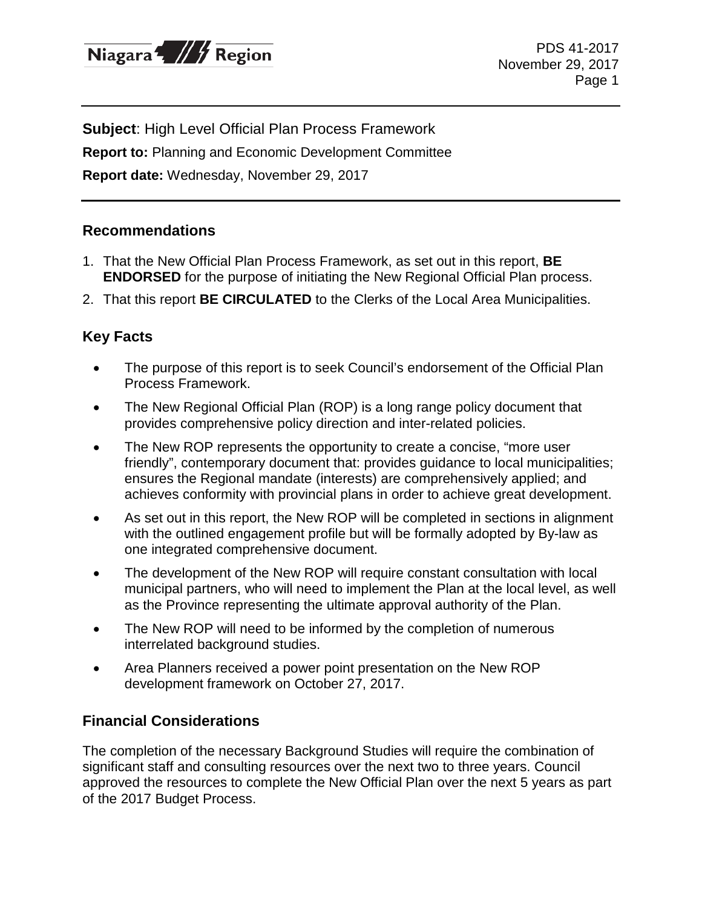**Subject**: High Level Official Plan Process Framework

**Report to:** Planning and Economic Development Committee

**Report date:** Wednesday, November 29, 2017

## Recommendations

1. That the New Official Plan Process Framework, as set out in this report, **BE ENDORSED** for the purpose of initiating the New Regional Official Plan process.
2. That this report **BE CIRCULATED** to the Clerks of the Local Area Municipalities.

## Key Facts

- The purpose of this report is to seek Council's endorsement of the Official Plan Process Framework.
- The New Regional Official Plan (ROP) is a long range policy document that provides comprehensive policy direction and inter-related policies.
- The New ROP represents the opportunity to create a concise, "more user friendly", contemporary document that: provides guidance to local municipalities; ensures the Regional mandate (interests) are comprehensively applied; and achieves conformity with provincial plans in order to achieve great development.
- As set out in this report, the New ROP will be completed in sections in alignment with the outlined engagement profile but will be formally adopted by By-law as one integrated comprehensive document.
- The development of the New ROP will require constant consultation with local municipal partners, who will need to implement the Plan at the local level, as well as the Province representing the ultimate approval authority of the Plan.
- The New ROP will need to be informed by the completion of numerous interrelated background studies.
- Area Planners received a power point presentation on the New ROP development framework on October 27, 2017.

## Financial Considerations

The completion of the necessary Background Studies will require the combination of significant staff and consulting resources over the next two to three years. Council approved the resources to complete the New Official Plan over the next 5 years as part of the 2017 Budget Process.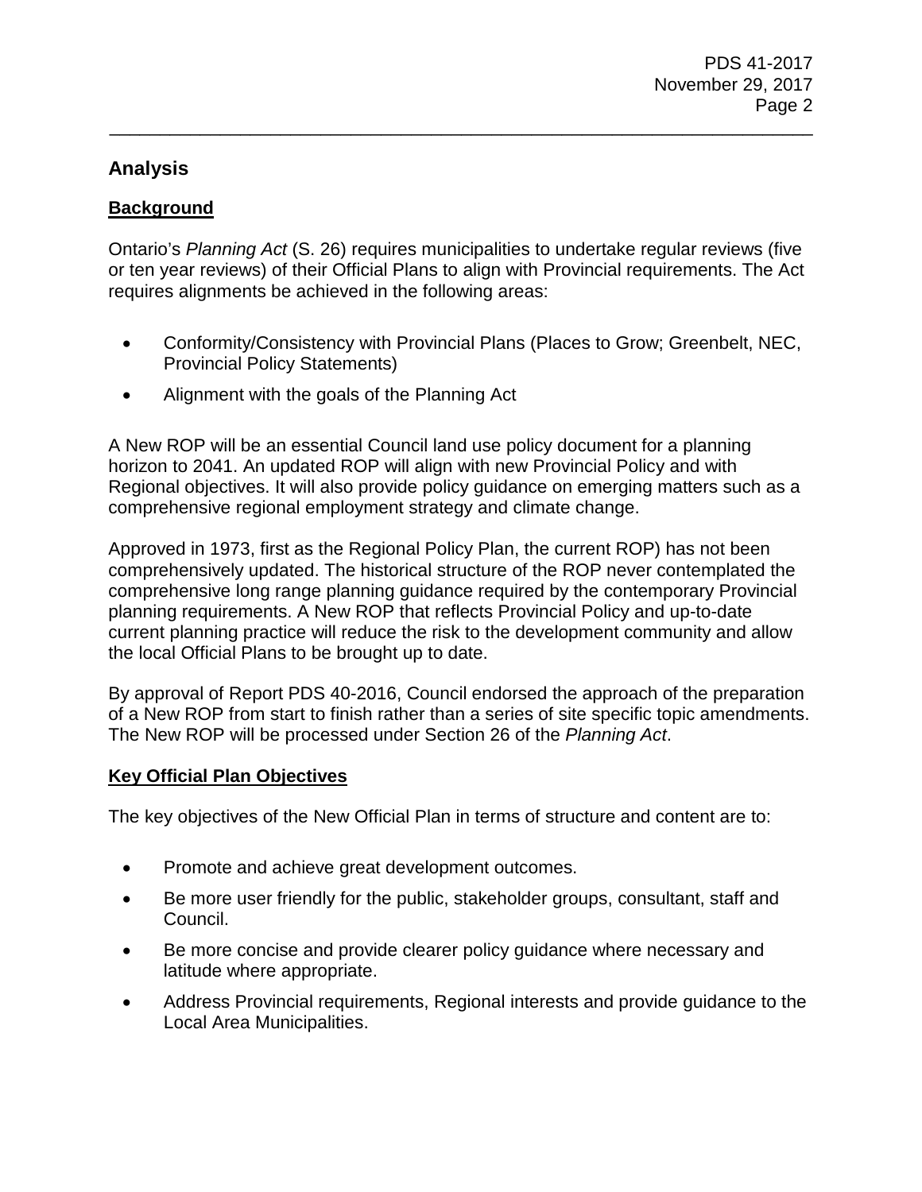## Analysis

### Background

Ontario's *Planning Act* (S. 26) requires municipalities to undertake regular reviews (five or ten year reviews) of their Official Plans to align with Provincial requirements. The Act requires alignments be achieved in the following areas:

- Conformity/Consistency with Provincial Plans (Places to Grow; Greenbelt, NEC, Provincial Policy Statements)
- Alignment with the goals of the Planning Act

A New ROP will be an essential Council land use policy document for a planning horizon to 2041. An updated ROP will align with new Provincial Policy and with Regional objectives. It will also provide policy guidance on emerging matters such as a comprehensive regional employment strategy and climate change.

Approved in 1973, first as the Regional Policy Plan, the current ROP) has not been comprehensively updated. The historical structure of the ROP never contemplated the comprehensive long range planning guidance required by the contemporary Provincial planning requirements. A New ROP that reflects Provincial Policy and up-to-date current planning practice will reduce the risk to the development community and allow the local Official Plans to be brought up to date.

By approval of Report PDS 40-2016, Council endorsed the approach of the preparation of a New ROP from start to finish rather than a series of site specific topic amendments. The New ROP will be processed under Section 26 of the *Planning Act*.

### Key Official Plan Objectives

The key objectives of the New Official Plan in terms of structure and content are to:

- Promote and achieve great development outcomes.
- Be more user friendly for the public, stakeholder groups, consultant, staff and Council.
- Be more concise and provide clearer policy guidance where necessary and latitude where appropriate.
- Address Provincial requirements, Regional interests and provide guidance to the Local Area Municipalities.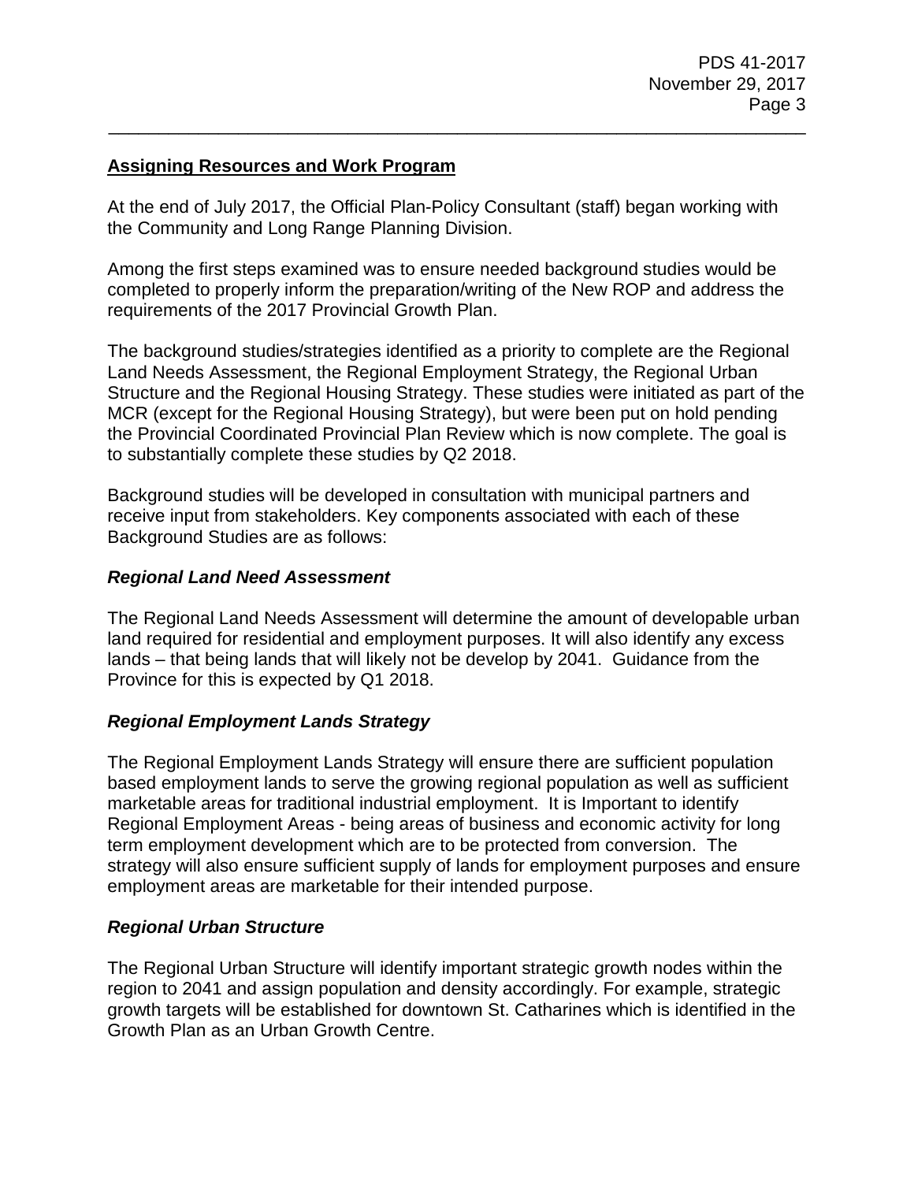**Assigning Resources and Work Program**

At the end of July 2017, the Official Plan-Policy Consultant (staff) began working with the Community and Long Range Planning Division.

Among the first steps examined was to ensure needed background studies would be completed to properly inform the preparation/writing of the New ROP and address the requirements of the 2017 Provincial Growth Plan.

The background studies/strategies identified as a priority to complete are the Regional Land Needs Assessment, the Regional Employment Strategy, the Regional Urban Structure and the Regional Housing Strategy. These studies were initiated as part of the MCR (except for the Regional Housing Strategy), but were been put on hold pending the Provincial Coordinated Provincial Plan Review which is now complete. The goal is to substantially complete these studies by Q2 2018.

Background studies will be developed in consultation with municipal partners and receive input from stakeholders. Key components associated with each of these Background Studies are as follows:

***Regional Land Need Assessment***

The Regional Land Needs Assessment will determine the amount of developable urban land required for residential and employment purposes. It will also identify any excess lands – that being lands that will likely not be develop by 2041. Guidance from the Province for this is expected by Q1 2018.

***Regional Employment Lands Strategy***

The Regional Employment Lands Strategy will ensure there are sufficient population based employment lands to serve the growing regional population as well as sufficient marketable areas for traditional industrial employment. It is Important to identify Regional Employment Areas - being areas of business and economic activity for long term employment development which are to be protected from conversion. The strategy will also ensure sufficient supply of lands for employment purposes and ensure employment areas are marketable for their intended purpose.

***Regional Urban Structure***

The Regional Urban Structure will identify important strategic growth nodes within the region to 2041 and assign population and density accordingly. For example, strategic growth targets will be established for downtown St. Catharines which is identified in the Growth Plan as an Urban Growth Centre.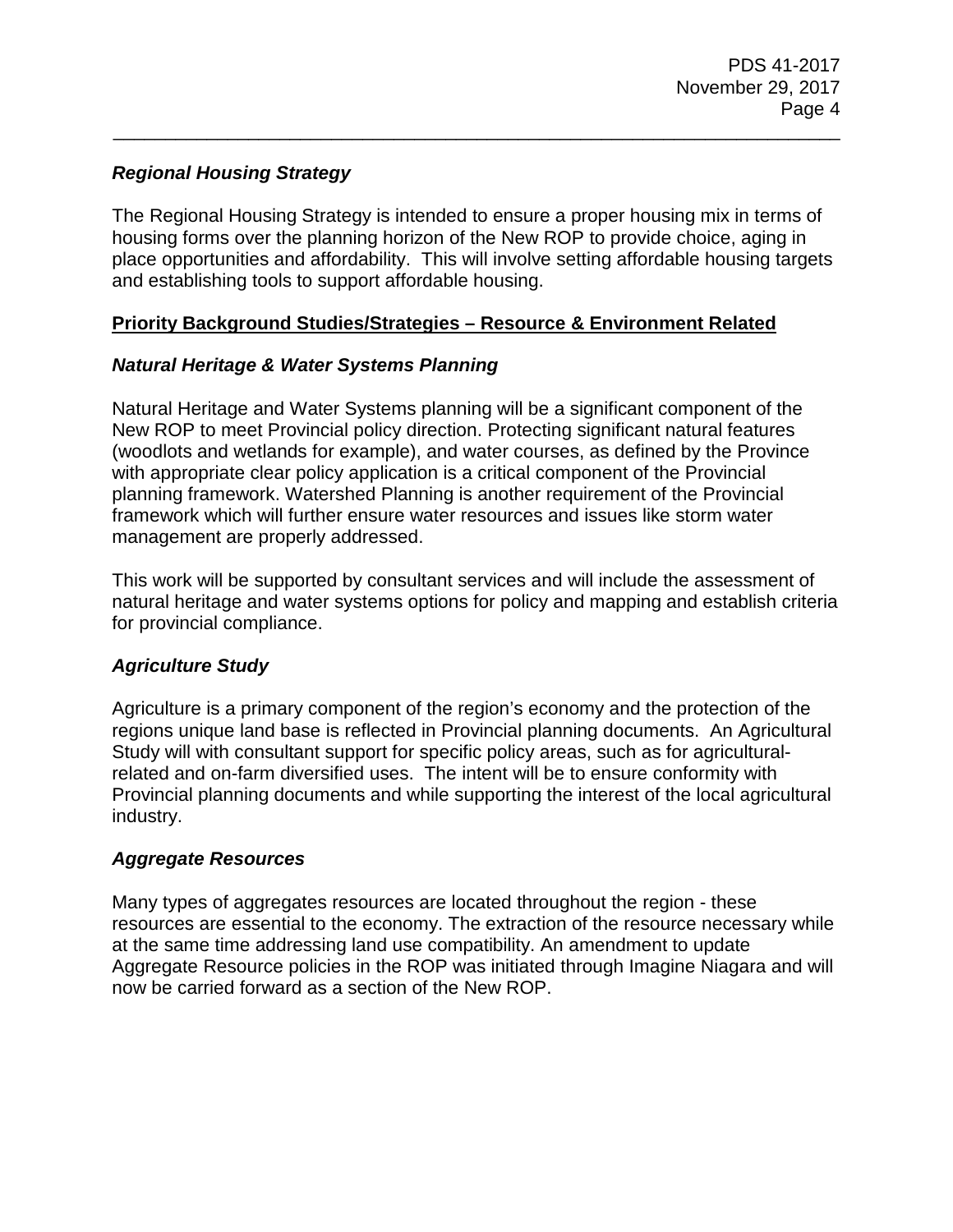***Regional Housing Strategy***

The Regional Housing Strategy is intended to ensure a proper housing mix in terms of housing forms over the planning horizon of the New ROP to provide choice, aging in place opportunities and affordability. This will involve setting affordable housing targets and establishing tools to support affordable housing.

**Priority Background Studies/Strategies – Resource & Environment Related**

***Natural Heritage & Water Systems Planning***

Natural Heritage and Water Systems planning will be a significant component of the New ROP to meet Provincial policy direction. Protecting significant natural features (woodlots and wetlands for example), and water courses, as defined by the Province with appropriate clear policy application is a critical component of the Provincial planning framework. Watershed Planning is another requirement of the Provincial framework which will further ensure water resources and issues like storm water management are properly addressed.

This work will be supported by consultant services and will include the assessment of natural heritage and water systems options for policy and mapping and establish criteria for provincial compliance.

***Agriculture Study***

Agriculture is a primary component of the region's economy and the protection of the regions unique land base is reflected in Provincial planning documents. An Agricultural Study will with consultant support for specific policy areas, such as for agricultural-related and on-farm diversified uses. The intent will be to ensure conformity with Provincial planning documents and while supporting the interest of the local agricultural industry.

***Aggregate Resources***

Many types of aggregates resources are located throughout the region - these resources are essential to the economy. The extraction of the resource necessary while at the same time addressing land use compatibility. An amendment to update Aggregate Resource policies in the ROP was initiated through Imagine Niagara and will now be carried forward as a section of the New ROP.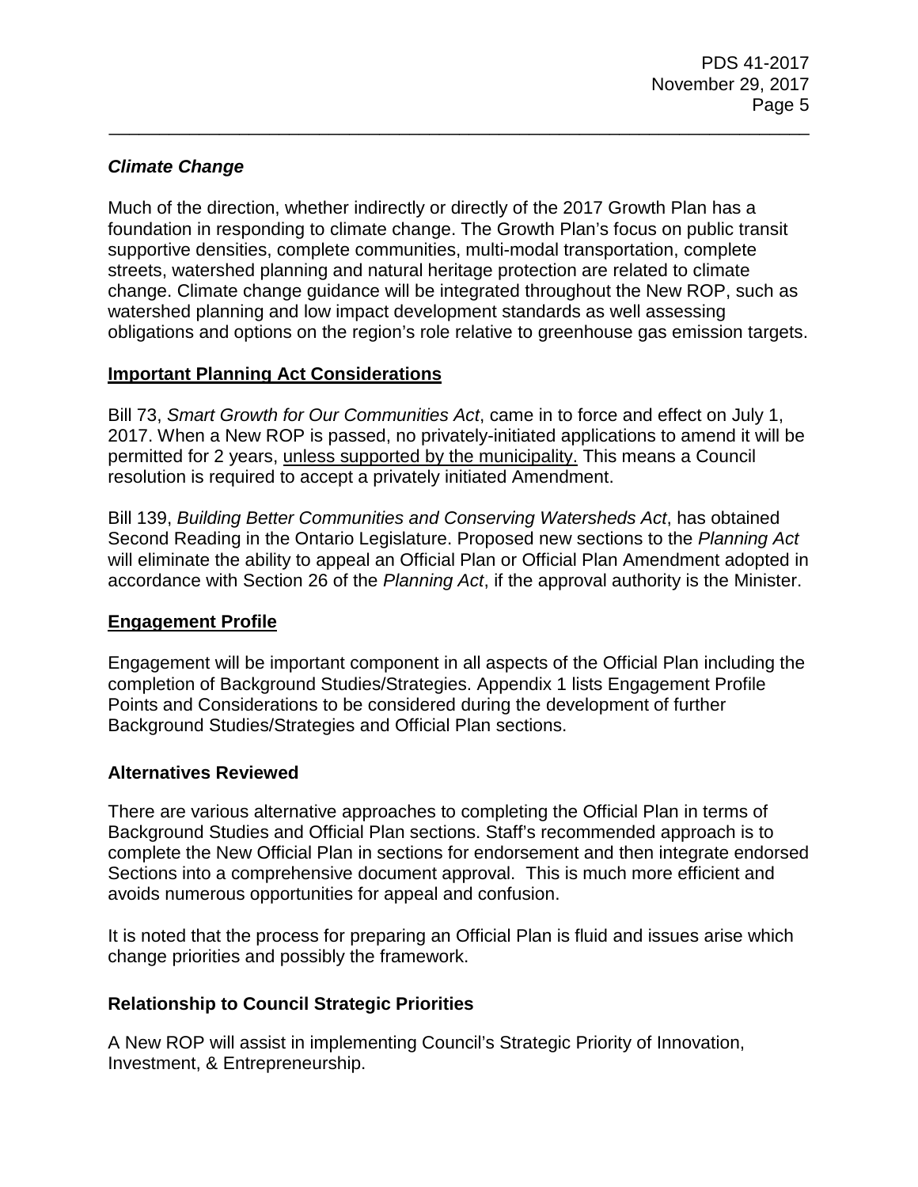### *Climate Change*

Much of the direction, whether indirectly or directly of the 2017 Growth Plan has a foundation in responding to climate change. The Growth Plan's focus on public transit supportive densities, complete communities, multi-modal transportation, complete streets, watershed planning and natural heritage protection are related to climate change. Climate change guidance will be integrated throughout the New ROP, such as watershed planning and low impact development standards as well assessing obligations and options on the region's role relative to greenhouse gas emission targets.

## Important Planning Act Considerations

Bill 73, *Smart Growth for Our Communities Act*, came in to force and effect on July 1, 2017. When a New ROP is passed, no privately-initiated applications to amend it will be permitted for 2 years, unless supported by the municipality. This means a Council resolution is required to accept a privately initiated Amendment.

Bill 139, *Building Better Communities and Conserving Watersheds Act*, has obtained Second Reading in the Ontario Legislature. Proposed new sections to the *Planning Act* will eliminate the ability to appeal an Official Plan or Official Plan Amendment adopted in accordance with Section 26 of the *Planning Act*, if the approval authority is the Minister.

## Engagement Profile

Engagement will be important component in all aspects of the Official Plan including the completion of Background Studies/Strategies. Appendix 1 lists Engagement Profile Points and Considerations to be considered during the development of further Background Studies/Strategies and Official Plan sections.

## Alternatives Reviewed

There are various alternative approaches to completing the Official Plan in terms of Background Studies and Official Plan sections. Staff's recommended approach is to complete the New Official Plan in sections for endorsement and then integrate endorsed Sections into a comprehensive document approval. This is much more efficient and avoids numerous opportunities for appeal and confusion.

It is noted that the process for preparing an Official Plan is fluid and issues arise which change priorities and possibly the framework.

## Relationship to Council Strategic Priorities

A New ROP will assist in implementing Council's Strategic Priority of Innovation, Investment, & Entrepreneurship.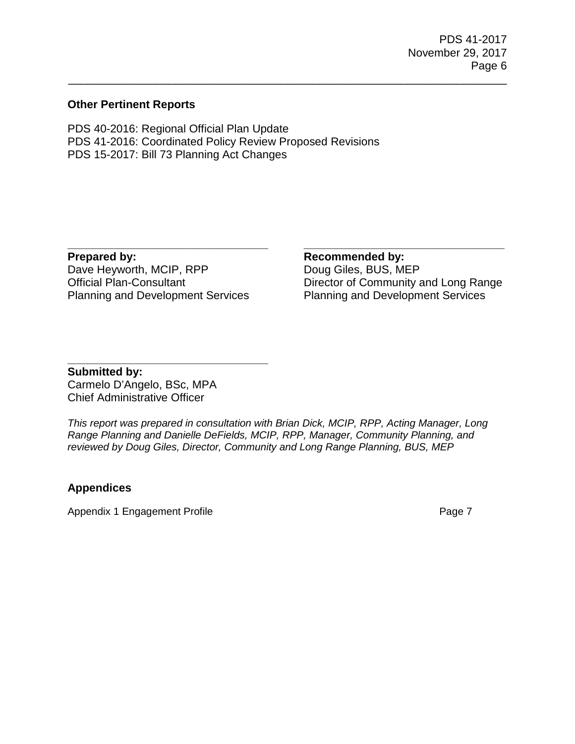**Other Pertinent Reports**

PDS 40-2016: Regional Official Plan Update
PDS 41-2016: Coordinated Policy Review Proposed Revisions
PDS 15-2017: Bill 73 Planning Act Changes

**Prepared by:**
Dave Heyworth, MCIP, RPP
Official Plan-Consultant
Planning and Development Services

**Recommended by:**
Doug Giles, BUS, MEP
Director of Community and Long Range
Planning and Development Services

**Submitted by:**
Carmelo D'Angelo, BSc, MPA
Chief Administrative Officer

*This report was prepared in consultation with Brian Dick, MCIP, RPP, Acting Manager, Long Range Planning and Danielle DeFields, MCIP, RPP, Manager, Community Planning, and reviewed by Doug Giles, Director, Community and Long Range Planning, BUS, MEP*

**Appendices**

Appendix 1 Engagement Profile Page 7